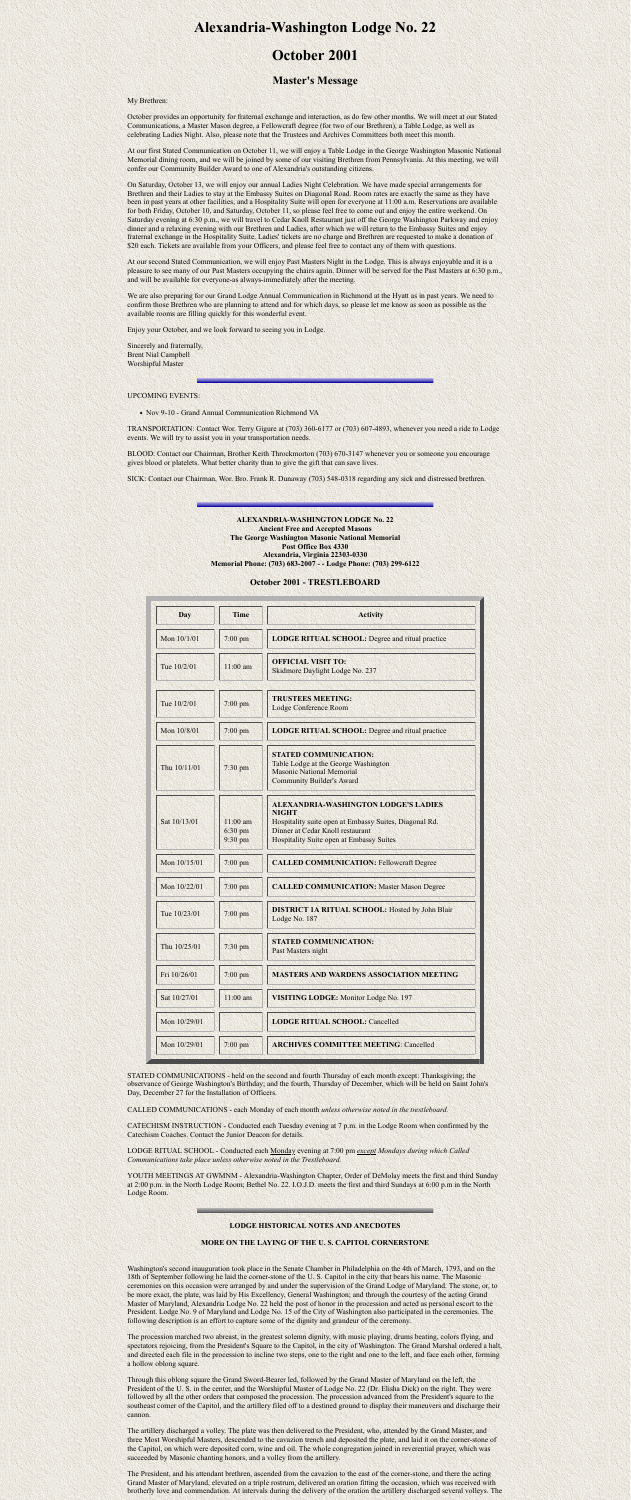# Alexandria-Washington Lodge No. 22

## October 2001

### Master's Message

My Brethren:

October provides an opportunity for fraternal exchange and interaction, as do few other months. We will meet at our Stated Communications, a Master Mason degree, a Fellowcraft degree (for two of our Brethren), a Table Lodge, as well as celebrating Ladies Night. Also, please note that the Trustees and Archives Committees both meet this month.

At our first Stated Communication on October 11, we will enjoy a Table Lodge in the George Washington Masonic National Memorial dining room, and we will be joined by some of our visiting Brethren from Pennsylvania. At this meeting, we will confer our Community Builder Award to one of Alexandria's outstanding citizens.

On Saturday, October 13, we will enjoy our annual Ladies Night Celebration. We have made special arrangements for Brethren and their Ladies to stay at the Embassy Suites on Diagonal Road. Room rates are exactly the same as they have been in past years at other facilities, and a Hospitality Suite will open for everyone at 11:00 a.m. Reservations are available for both Friday, October 10, and Saturday, October 11, so please feel free to come out and enjoy the entire weekend. On Saturday evening at 6:30 p.m., we will travel to Cedar Knoll Restaurant just off the George Washington Parkway and enjoy dinner and a relaxing evening with our Brethren and Ladies, after which we will return to the Embassy Suites and enjoy fraternal exchange in the Hospitality Suite. Ladies' tickets are no charge and Brethren are requested to make a donation of $20 each. Tickets are available from your Officers, and please feel free to contact any of them with questions.

At our second Stated Communication, we will enjoy Past Masters Night in the Lodge. This is always enjoyable and it is a pleasure to see many of our Past Masters occupying the chairs again. Dinner will be served for the Past Masters at 6:30 p.m., and will be available for everyone-as always-immediately after the meeting.

We are also preparing for our Grand Lodge Annual Communication in Richmond at the Hyatt as in past years. We need to confirm those Brethren who are planning to attend and for which days, so please let me know as soon as possible as the available rooms are filling quickly for this wonderful event.

Enjoy your October, and we look forward to seeing you in Lodge.

Sincerely and fraternally,
Brent Nial Campbell
Worshipful Master

---

UPCOMING EVENTS:

- Nov 9-10 - Grand Annual Communication Richmond VA

TRANSPORTATION: Contact Wor. Terry Giguere at (703) 360-6177 or (703) 607-4893, whenever you need a ride to Lodge events. We will try to assist you in your transportation needs.

BLOOD: Contact our Chairman, Brother Keith Throckmorton (703) 670-3147 whenever you or someone you encourage gives blood or platelets. What better charity than to give the gift that can save lives.

SICK: Contact our Chairman, Wor. Bro. Frank R. Dunaway (703) 548-0318 regarding any sick and distressed brethren.

---

**ALEXANDRIA-WASHINGTON LODGE No. 22**
**Ancient Free and Accepted Masons**
**The George Washington Masonic National Memorial**
**Post Office Box 4330**
**Alexandria, Virginia 22303-0330**
**Memorial Phone: (703) 683-2007 - - Lodge Phone: (703) 299-6122**

### October 2001 - TRESTLEBOARD

| Day | Time | Activity |
|---|---|---|
| Mon 10/1/01 | 7:00 pm | **LODGE RITUAL SCHOOL:** Degree and ritual practice |
| Tue 10/2/01 | 11:00 am | **OFFICIAL VISIT TO:** Skidmore Daylight Lodge No. 237 |
| Tue 10/2/01 | 7:00 pm | **TRUSTEES MEETING:** Lodge Conference Room |
| Mon 10/8/01 | 7:00 pm | **LODGE RITUAL SCHOOL:** Degree and ritual practice |
| Thu 10/11/01 | 7:30 pm | **STATED COMMUNICATION:** Table Lodge at the George Washington Masonic National Memorial Community Builder's Award |
| Sat 10/13/01 | 11:00 am 6:30 pm 9:30 pm | **ALEXANDRIA-WASHINGTON LODGE'S LADIES NIGHT** Hospitality suite open at Embassy Suites, Diagonal Rd. Dinner at Cedar Knoll restaurant Hospitality Suite open at Embassy Suites |
| Mon 10/15/01 | 7:00 pm | **CALLED COMMUNICATION:** Fellowcraft Degree |
| Mon 10/22/01 | 7:00 pm | **CALLED COMMUNICATION:** Master Mason Degree |
| Tue 10/23/01 | 7:00 pm | **DISTRICT 1A RITUAL SCHOOL:** Hosted by John Blair Lodge No. 187 |
| Thu 10/25/01 | 7:30 pm | **STATED COMMUNICATION:** Past Masters night |
| Fri 10/26/01 | 7:00 pm | **MASTERS AND WARDENS ASSOCIATION MEETING** |
| Sat 10/27/01 | 11:00 am | **VISITING LODGE:** Monitor Lodge No. 197 |
| Mon 10/29/01 | | **LODGE RITUAL SCHOOL:** Cancelled |
| Mon 10/29/01 | 7:00 pm | **ARCHIVES COMMITTEE MEETING**: Cancelled |

STATED COMMUNICATIONS - held on the second and fourth Thursday of each month except: Thanksgiving; the observance of George Washington's Birthday; and the fourth, Thursday of December, which will be held on Saint John's Day, December 27 for the Installation of Officers.

CALLED COMMUNICATIONS - each Monday of each month *unless otherwise noted in the trestleboard.*

CATECHISM INSTRUCTION - Conducted each Tuesday evening at 7 p.m. in the Lodge Room when confirmed by the Catechism Coaches. Contact the Junior Deacon for details.

LODGE RITUAL SCHOOL - Conducted each Monday evening at 7:00 pm *except Mondays during which Called Communications take place unless otherwise noted in the Trestleboard.*

YOUTH MEETINGS AT GWMNM - Alexandria-Washington Chapter, Order of DeMolay meets the first and third Sunday at 2:00 p.m. in the North Lodge Room; Bethel No. 22. I.O.J.D. meets the first and third Sundays at 6:00 p.m in the North Lodge Room.

---

**LODGE HISTORICAL NOTES AND ANECDOTES**

**MORE ON THE LAYING OF THE U. S. CAPITOL CORNERSTONE**

Washington's second inauguration took place in the Senate Chamber in Philadelphia on the 4th of March, 1793, and on the 18th of September following he laid the corner-stone of the U. S. Capitol in the city that bears his name. The Masonic ceremonies on this occasion were arranged by and under the supervision of the Grand Lodge of Maryland. The stone, or, to be more exact, the plate, was laid by His Excellency, General Washington; and through the courtesy of the acting Grand Master of Maryland, Alexandria Lodge No. 22 held the post of honor in the procession and acted as personal escort to the President. Lodge No. 9 of Maryland and Lodge No. 15 of the City of Washington also participated in the ceremonies. The following description is an effort to capture some of the dignity and grandeur of the ceremony.

The procession marched two abreast, in the greatest solemn dignity, with music playing, drums beating, colors flying, and spectators rejoicing, from the President's Square to the Capitol, in the city of Washington. The Grand Marshal ordered a halt, and directed each file in the procession to incline two steps, one to the right and one to the left, and face each other, forming a hollow oblong square.

Through this oblong square the Grand Sword-Bearer led, followed by the Grand Master of Maryland on the left, the President of the U. S. in the center, and the Worshipful Master of Lodge No. 22 (Dr. Elisha Dick) on the right. They were followed by all the other orders that composed the procession. The procession advanced from the President's square to the southeast corner of the Capitol, and the artillery filed off to a destined ground to display their maneuvers and discharge their cannon.

The artillery discharged a volley. The plate was then delivered to the President, who, attended by the Grand Master, and three Most Worshipful Masters, descended to the cavazion trench and deposited the plate, and laid it on the corner-stone of the Capitol, on which were deposited corn, wine and oil. The whole congregation joined in reverential prayer, which was succeeded by Masonic chanting honors, and a volley from the artillery.

The President, and his attendant brethren, ascended from the cavazion to the east of the corner-stone, and there the acting Grand Master of Maryland, elevated on a triple rostrum, delivered an oration fitting the occasion, which was received with brotherly love and commendation. At intervals during the delivery of the oration the artillery discharged several volleys. The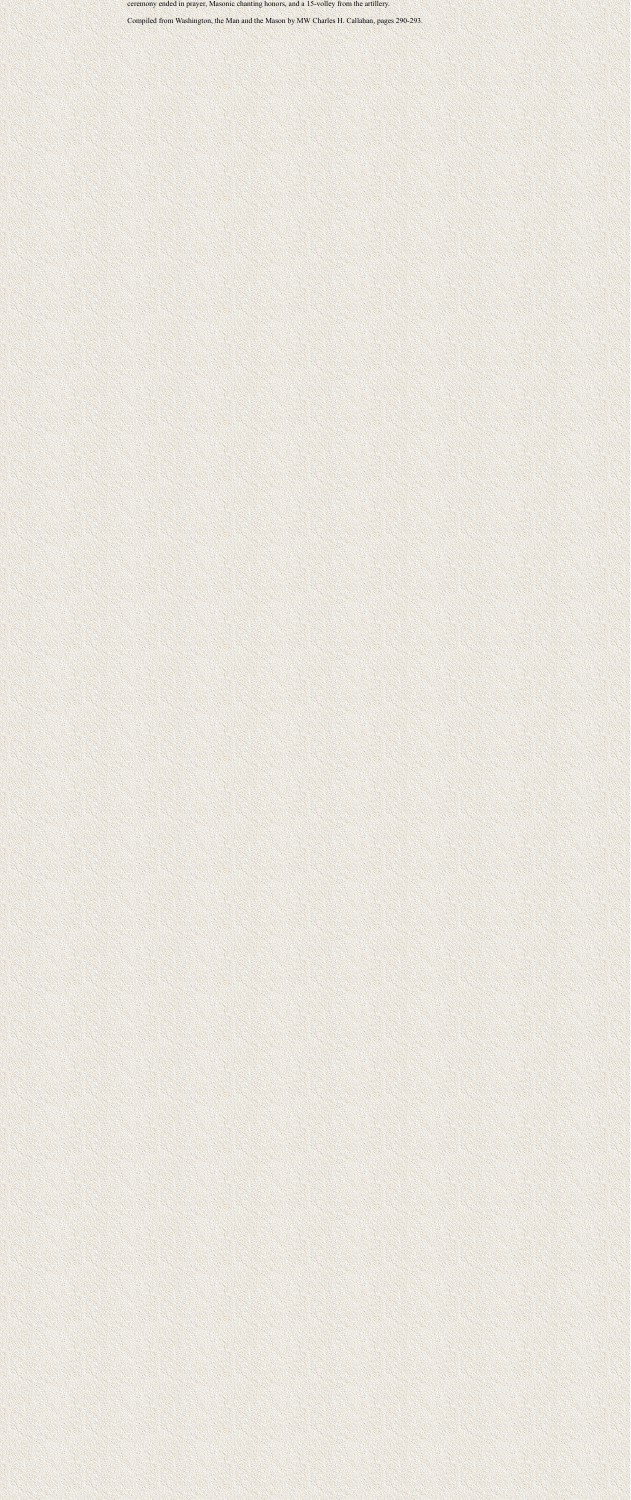ceremony ended in prayer, Masonic chanting honors, and a 15-volley from the artillery.

Compiled from Washington, the Man and the Mason by MW Charles H. Callahan, pages 290-293.